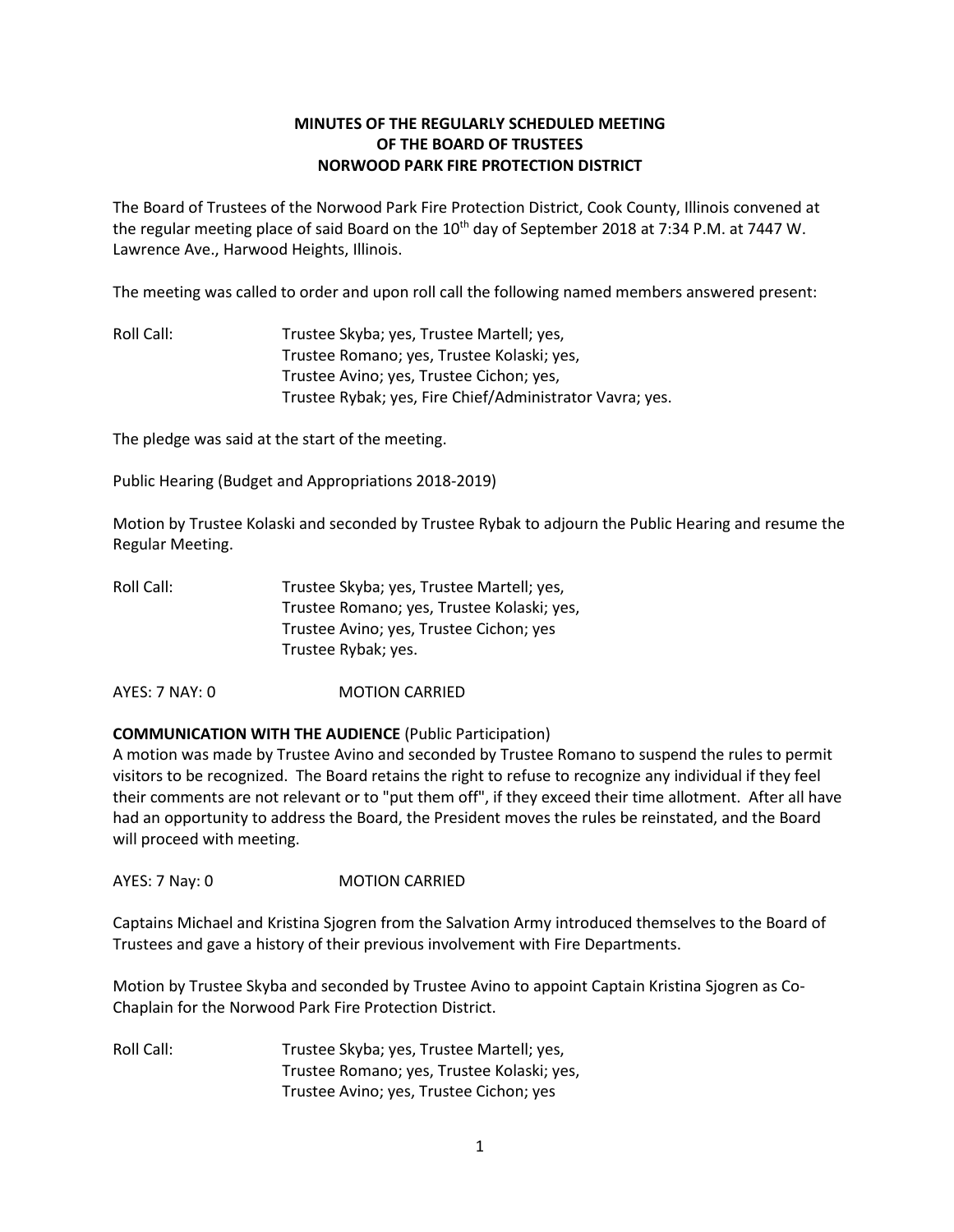**MINUTES OF THE REGULARLY SCHEDULED MEETING**
**OF THE BOARD OF TRUSTEES**
**NORWOOD PARK FIRE PROTECTION DISTRICT**

The Board of Trustees of the Norwood Park Fire Protection District, Cook County, Illinois convened at the regular meeting place of said Board on the 10th day of September 2018 at 7:34 P.M. at 7447 W. Lawrence Ave., Harwood Heights, Illinois.

The meeting was called to order and upon roll call the following named members answered present:

Roll Call: Trustee Skyba; yes, Trustee Martell; yes,
Trustee Romano; yes, Trustee Kolaski; yes,
Trustee Avino; yes, Trustee Cichon; yes,
Trustee Rybak; yes, Fire Chief/Administrator Vavra; yes.

The pledge was said at the start of the meeting.

Public Hearing (Budget and Appropriations 2018-2019)

Motion by Trustee Kolaski and seconded by Trustee Rybak to adjourn the Public Hearing and resume the Regular Meeting.

Roll Call: Trustee Skyba; yes, Trustee Martell; yes,
Trustee Romano; yes, Trustee Kolaski; yes,
Trustee Avino; yes, Trustee Cichon; yes
Trustee Rybak; yes.

AYES: 7 NAY: 0 MOTION CARRIED

**COMMUNICATION WITH THE AUDIENCE** (Public Participation)
A motion was made by Trustee Avino and seconded by Trustee Romano to suspend the rules to permit visitors to be recognized. The Board retains the right to refuse to recognize any individual if they feel their comments are not relevant or to "put them off", if they exceed their time allotment. After all have had an opportunity to address the Board, the President moves the rules be reinstated, and the Board will proceed with meeting.

AYES: 7 Nay: 0 MOTION CARRIED

Captains Michael and Kristina Sjogren from the Salvation Army introduced themselves to the Board of Trustees and gave a history of their previous involvement with Fire Departments.

Motion by Trustee Skyba and seconded by Trustee Avino to appoint Captain Kristina Sjogren as Co-Chaplain for the Norwood Park Fire Protection District.

Roll Call: Trustee Skyba; yes, Trustee Martell; yes,
Trustee Romano; yes, Trustee Kolaski; yes,
Trustee Avino; yes, Trustee Cichon; yes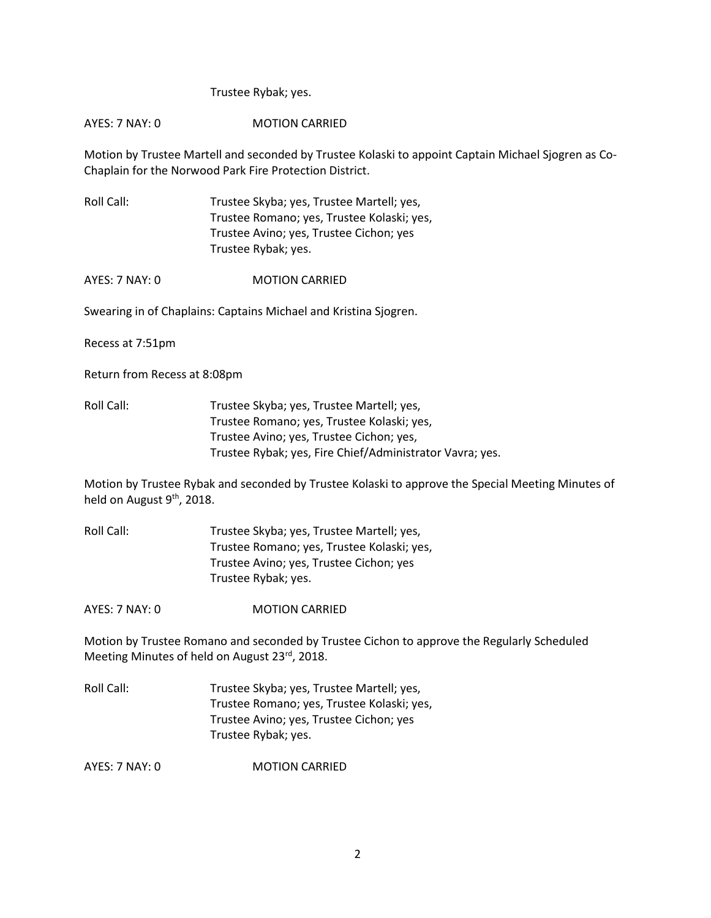Trustee Rybak; yes.

AYES: 7 NAY: 0 MOTION CARRIED

Motion by Trustee Martell and seconded by Trustee Kolaski to appoint Captain Michael Sjogren as Co-Chaplain for the Norwood Park Fire Protection District.

Roll Call: Trustee Skyba; yes, Trustee Martell; yes,
Trustee Romano; yes, Trustee Kolaski; yes,
Trustee Avino; yes, Trustee Cichon; yes
Trustee Rybak; yes.

AYES: 7 NAY: 0 MOTION CARRIED

Swearing in of Chaplains: Captains Michael and Kristina Sjogren.

Recess at 7:51pm

Return from Recess at 8:08pm

Roll Call: Trustee Skyba; yes, Trustee Martell; yes,
Trustee Romano; yes, Trustee Kolaski; yes,
Trustee Avino; yes, Trustee Cichon; yes,
Trustee Rybak; yes, Fire Chief/Administrator Vavra; yes.

Motion by Trustee Rybak and seconded by Trustee Kolaski to approve the Special Meeting Minutes of held on August 9th, 2018.

Roll Call: Trustee Skyba; yes, Trustee Martell; yes,
Trustee Romano; yes, Trustee Kolaski; yes,
Trustee Avino; yes, Trustee Cichon; yes
Trustee Rybak; yes.

AYES: 7 NAY: 0 MOTION CARRIED

Motion by Trustee Romano and seconded by Trustee Cichon to approve the Regularly Scheduled Meeting Minutes of held on August 23rd, 2018.

Roll Call: Trustee Skyba; yes, Trustee Martell; yes,
Trustee Romano; yes, Trustee Kolaski; yes,
Trustee Avino; yes, Trustee Cichon; yes
Trustee Rybak; yes.

AYES: 7 NAY: 0 MOTION CARRIED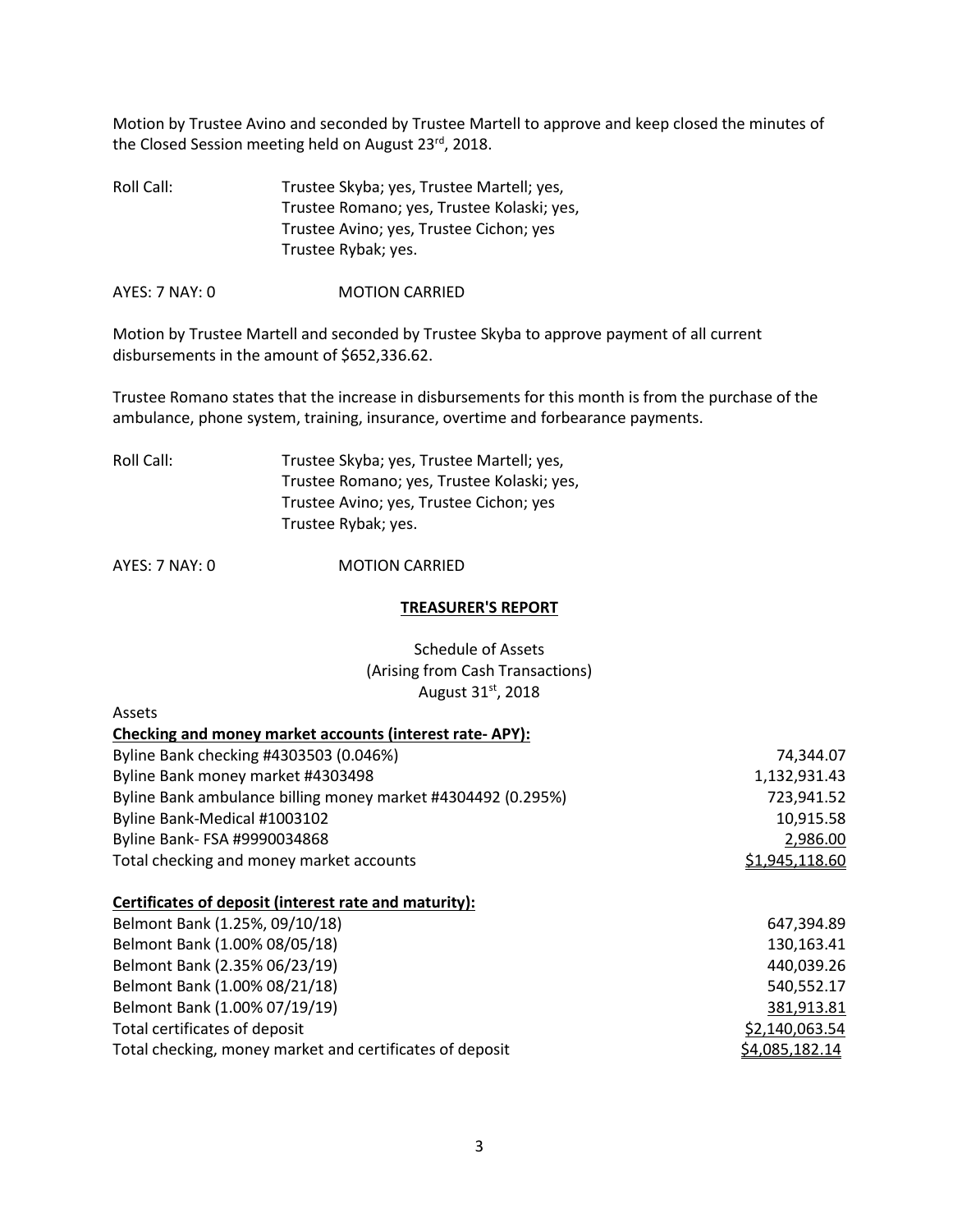Motion by Trustee Avino and seconded by Trustee Martell to approve and keep closed the minutes of the Closed Session meeting held on August 23rd, 2018.

Roll Call: Trustee Skyba; yes, Trustee Martell; yes,
Trustee Romano; yes, Trustee Kolaski; yes,
Trustee Avino; yes, Trustee Cichon; yes
Trustee Rybak; yes.

AYES: 7 NAY: 0 MOTION CARRIED

Motion by Trustee Martell and seconded by Trustee Skyba to approve payment of all current disbursements in the amount of $652,336.62.

Trustee Romano states that the increase in disbursements for this month is from the purchase of the ambulance, phone system, training, insurance, overtime and forbearance payments.

Roll Call: Trustee Skyba; yes, Trustee Martell; yes,
Trustee Romano; yes, Trustee Kolaski; yes,
Trustee Avino; yes, Trustee Cichon; yes
Trustee Rybak; yes.

AYES: 7 NAY: 0 MOTION CARRIED

## TREASURER'S REPORT

Schedule of Assets
(Arising from Cash Transactions)
August 31st, 2018

Assets

| **Checking and money market accounts (interest rate- APY):** | |
|---|---|
| Byline Bank checking #4303503 (0.046%) | 74,344.07 |
| Byline Bank money market #4303498 | 1,132,931.43 |
| Byline Bank ambulance billing money market #4304492 (0.295%) | 723,941.52 |
| Byline Bank-Medical #1003102 | 10,915.58 |
| Byline Bank- FSA #9990034868 | 2,986.00 |
| Total checking and money market accounts | $1,945,118.60 |

| **Certificates of deposit (interest rate and maturity):** | |
|---|---|
| Belmont Bank (1.25%, 09/10/18) | 647,394.89 |
| Belmont Bank (1.00% 08/05/18) | 130,163.41 |
| Belmont Bank (2.35% 06/23/19) | 440,039.26 |
| Belmont Bank (1.00% 08/21/18) | 540,552.17 |
| Belmont Bank (1.00% 07/19/19) | 381,913.81 |
| Total certificates of deposit | $2,140,063.54 |
| Total checking, money market and certificates of deposit | $4,085,182.14 |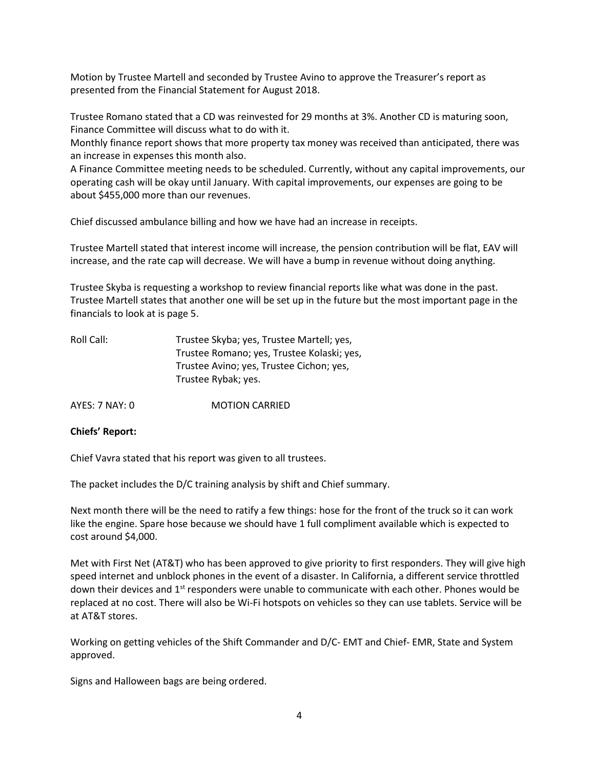Motion by Trustee Martell and seconded by Trustee Avino to approve the Treasurer's report as presented from the Financial Statement for August 2018.

Trustee Romano stated that a CD was reinvested for 29 months at 3%. Another CD is maturing soon, Finance Committee will discuss what to do with it.
Monthly finance report shows that more property tax money was received than anticipated, there was an increase in expenses this month also.
A Finance Committee meeting needs to be scheduled. Currently, without any capital improvements, our operating cash will be okay until January. With capital improvements, our expenses are going to be about $455,000 more than our revenues.

Chief discussed ambulance billing and how we have had an increase in receipts.

Trustee Martell stated that interest income will increase, the pension contribution will be flat, EAV will increase, and the rate cap will decrease. We will have a bump in revenue without doing anything.

Trustee Skyba is requesting a workshop to review financial reports like what was done in the past. Trustee Martell states that another one will be set up in the future but the most important page in the financials to look at is page 5.

Roll Call: Trustee Skyba; yes, Trustee Martell; yes,
Trustee Romano; yes, Trustee Kolaski; yes,
Trustee Avino; yes, Trustee Cichon; yes,
Trustee Rybak; yes.

AYES: 7 NAY: 0 MOTION CARRIED

**Chiefs' Report:**

Chief Vavra stated that his report was given to all trustees.

The packet includes the D/C training analysis by shift and Chief summary.

Next month there will be the need to ratify a few things: hose for the front of the truck so it can work like the engine. Spare hose because we should have 1 full compliment available which is expected to cost around $4,000.

Met with First Net (AT&T) who has been approved to give priority to first responders. They will give high speed internet and unblock phones in the event of a disaster. In California, a different service throttled down their devices and 1st responders were unable to communicate with each other. Phones would be replaced at no cost. There will also be Wi-Fi hotspots on vehicles so they can use tablets. Service will be at AT&T stores.

Working on getting vehicles of the Shift Commander and D/C- EMT and Chief- EMR, State and System approved.

Signs and Halloween bags are being ordered.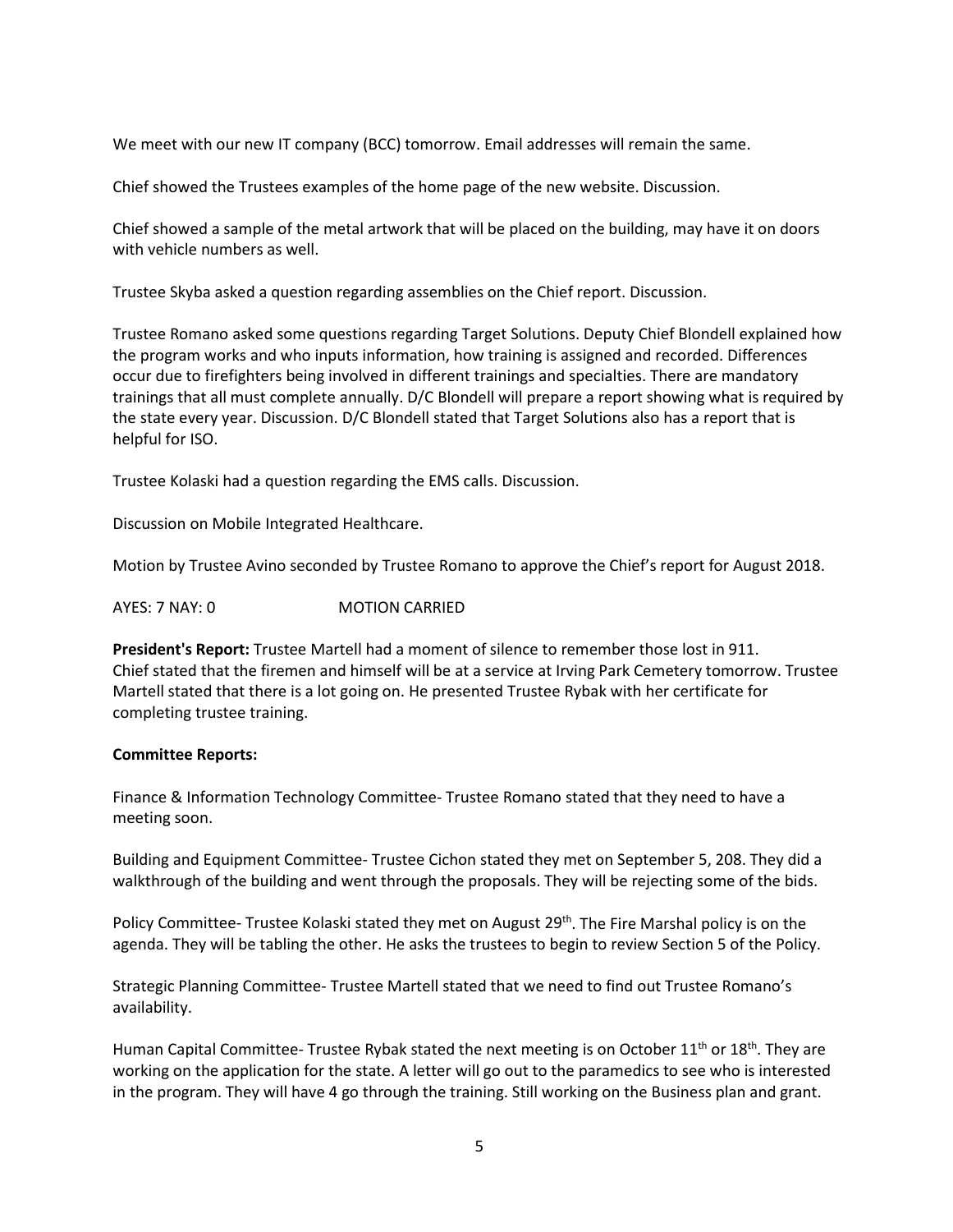We meet with our new IT company (BCC) tomorrow. Email addresses will remain the same.

Chief showed the Trustees examples of the home page of the new website. Discussion.

Chief showed a sample of the metal artwork that will be placed on the building, may have it on doors with vehicle numbers as well.

Trustee Skyba asked a question regarding assemblies on the Chief report. Discussion.

Trustee Romano asked some questions regarding Target Solutions. Deputy Chief Blondell explained how the program works and who inputs information, how training is assigned and recorded. Differences occur due to firefighters being involved in different trainings and specialties. There are mandatory trainings that all must complete annually. D/C Blondell will prepare a report showing what is required by the state every year. Discussion. D/C Blondell stated that Target Solutions also has a report that is helpful for ISO.

Trustee Kolaski had a question regarding the EMS calls. Discussion.

Discussion on Mobile Integrated Healthcare.

Motion by Trustee Avino seconded by Trustee Romano to approve the Chief's report for August 2018.

AYES: 7 NAY: 0 MOTION CARRIED

**President's Report:** Trustee Martell had a moment of silence to remember those lost in 911. Chief stated that the firemen and himself will be at a service at Irving Park Cemetery tomorrow. Trustee Martell stated that there is a lot going on. He presented Trustee Rybak with her certificate for completing trustee training.

**Committee Reports:**

Finance & Information Technology Committee- Trustee Romano stated that they need to have a meeting soon.

Building and Equipment Committee- Trustee Cichon stated they met on September 5, 208. They did a walkthrough of the building and went through the proposals. They will be rejecting some of the bids.

Policy Committee- Trustee Kolaski stated they met on August 29th. The Fire Marshal policy is on the agenda. They will be tabling the other. He asks the trustees to begin to review Section 5 of the Policy.

Strategic Planning Committee- Trustee Martell stated that we need to find out Trustee Romano's availability.

Human Capital Committee- Trustee Rybak stated the next meeting is on October 11th or 18th. They are working on the application for the state. A letter will go out to the paramedics to see who is interested in the program. They will have 4 go through the training. Still working on the Business plan and grant.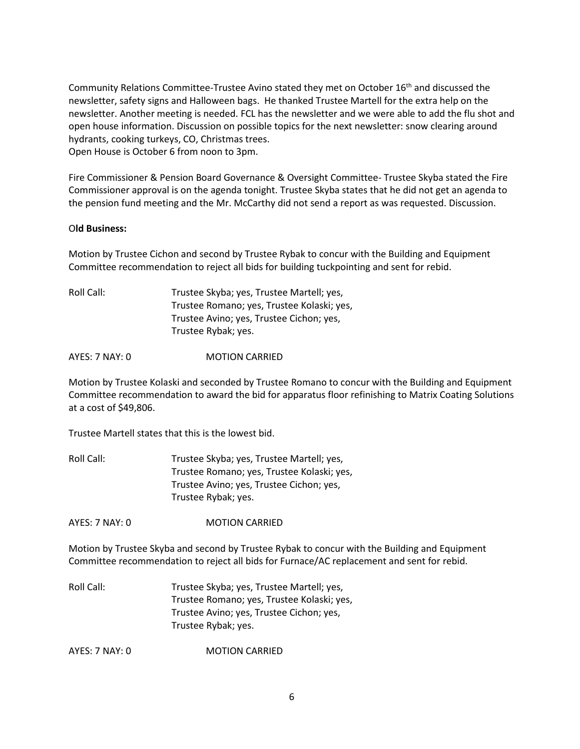Community Relations Committee-Trustee Avino stated they met on October 16th and discussed the newsletter, safety signs and Halloween bags. He thanked Trustee Martell for the extra help on the newsletter. Another meeting is needed. FCL has the newsletter and we were able to add the flu shot and open house information. Discussion on possible topics for the next newsletter: snow clearing around hydrants, cooking turkeys, CO, Christmas trees.
Open House is October 6 from noon to 3pm.

Fire Commissioner & Pension Board Governance & Oversight Committee- Trustee Skyba stated the Fire Commissioner approval is on the agenda tonight. Trustee Skyba states that he did not get an agenda to the pension fund meeting and the Mr. McCarthy did not send a report as was requested. Discussion.

**Old Business:**

Motion by Trustee Cichon and second by Trustee Rybak to concur with the Building and Equipment Committee recommendation to reject all bids for building tuckpointing and sent for rebid.

Roll Call: Trustee Skyba; yes, Trustee Martell; yes,
Trustee Romano; yes, Trustee Kolaski; yes,
Trustee Avino; yes, Trustee Cichon; yes,
Trustee Rybak; yes.

AYES: 7 NAY: 0 MOTION CARRIED

Motion by Trustee Kolaski and seconded by Trustee Romano to concur with the Building and Equipment Committee recommendation to award the bid for apparatus floor refinishing to Matrix Coating Solutions at a cost of $49,806.

Trustee Martell states that this is the lowest bid.

Roll Call: Trustee Skyba; yes, Trustee Martell; yes,
Trustee Romano; yes, Trustee Kolaski; yes,
Trustee Avino; yes, Trustee Cichon; yes,
Trustee Rybak; yes.

AYES: 7 NAY: 0 MOTION CARRIED

Motion by Trustee Skyba and second by Trustee Rybak to concur with the Building and Equipment Committee recommendation to reject all bids for Furnace/AC replacement and sent for rebid.

Roll Call: Trustee Skyba; yes, Trustee Martell; yes,
Trustee Romano; yes, Trustee Kolaski; yes,
Trustee Avino; yes, Trustee Cichon; yes,
Trustee Rybak; yes.

AYES: 7 NAY: 0 MOTION CARRIED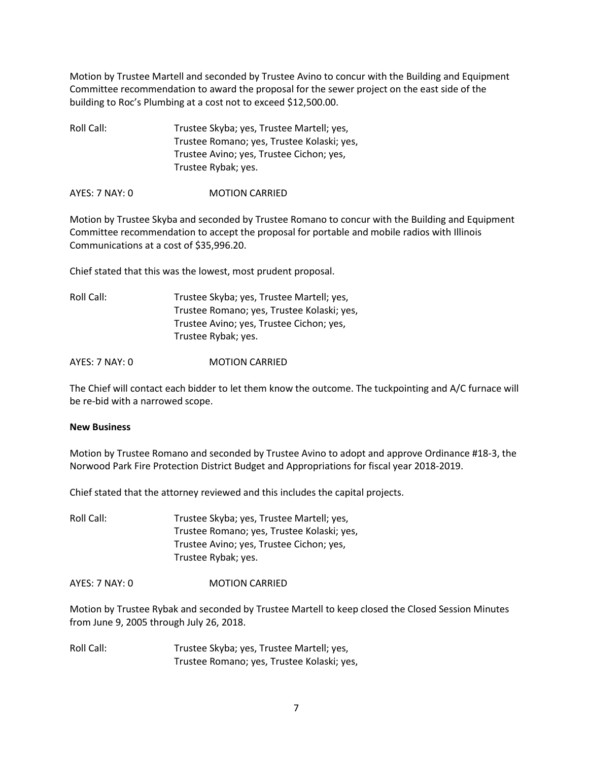Motion by Trustee Martell and seconded by Trustee Avino to concur with the Building and Equipment Committee recommendation to award the proposal for the sewer project on the east side of the building to Roc's Plumbing at a cost not to exceed $12,500.00.

Roll Call: Trustee Skyba; yes, Trustee Martell; yes, Trustee Romano; yes, Trustee Kolaski; yes, Trustee Avino; yes, Trustee Cichon; yes, Trustee Rybak; yes.

AYES: 7 NAY: 0 MOTION CARRIED

Motion by Trustee Skyba and seconded by Trustee Romano to concur with the Building and Equipment Committee recommendation to accept the proposal for portable and mobile radios with Illinois Communications at a cost of $35,996.20.

Chief stated that this was the lowest, most prudent proposal.

Roll Call: Trustee Skyba; yes, Trustee Martell; yes, Trustee Romano; yes, Trustee Kolaski; yes, Trustee Avino; yes, Trustee Cichon; yes, Trustee Rybak; yes.

AYES: 7 NAY: 0 MOTION CARRIED

The Chief will contact each bidder to let them know the outcome. The tuckpointing and A/C furnace will be re-bid with a narrowed scope.

**New Business**

Motion by Trustee Romano and seconded by Trustee Avino to adopt and approve Ordinance #18-3, the Norwood Park Fire Protection District Budget and Appropriations for fiscal year 2018-2019.

Chief stated that the attorney reviewed and this includes the capital projects.

Roll Call: Trustee Skyba; yes, Trustee Martell; yes, Trustee Romano; yes, Trustee Kolaski; yes, Trustee Avino; yes, Trustee Cichon; yes, Trustee Rybak; yes.

AYES: 7 NAY: 0 MOTION CARRIED

Motion by Trustee Rybak and seconded by Trustee Martell to keep closed the Closed Session Minutes from June 9, 2005 through July 26, 2018.

Roll Call: Trustee Skyba; yes, Trustee Martell; yes, Trustee Romano; yes, Trustee Kolaski; yes,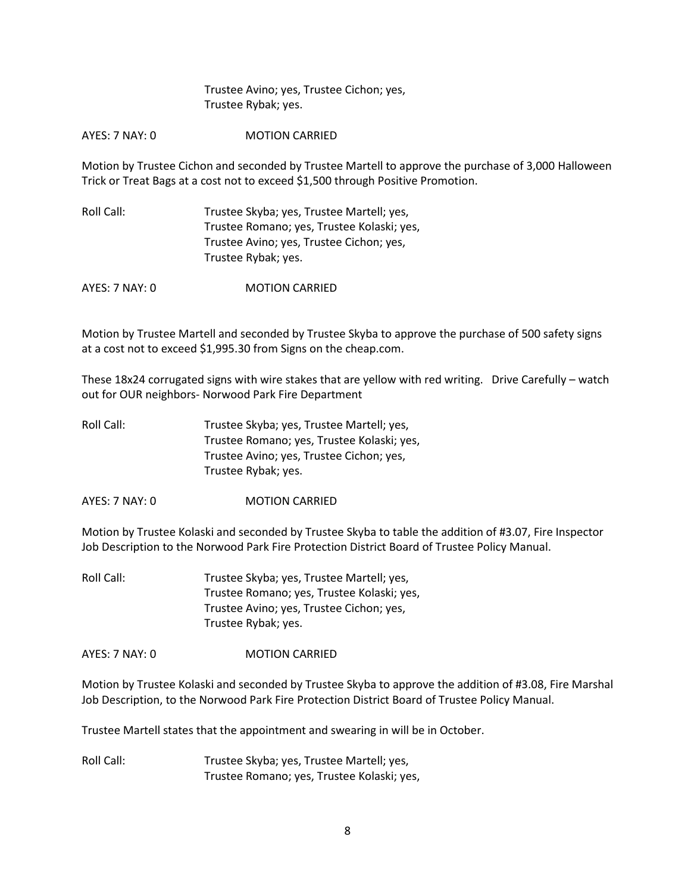Trustee Avino; yes, Trustee Cichon; yes,
Trustee Rybak; yes.

AYES: 7 NAY: 0 MOTION CARRIED

Motion by Trustee Cichon and seconded by Trustee Martell to approve the purchase of 3,000 Halloween Trick or Treat Bags at a cost not to exceed $1,500 through Positive Promotion.

Roll Call: Trustee Skyba; yes, Trustee Martell; yes,
Trustee Romano; yes, Trustee Kolaski; yes,
Trustee Avino; yes, Trustee Cichon; yes,
Trustee Rybak; yes.

AYES: 7 NAY: 0 MOTION CARRIED

Motion by Trustee Martell and seconded by Trustee Skyba to approve the purchase of 500 safety signs at a cost not to exceed $1,995.30 from Signs on the cheap.com.

These 18x24 corrugated signs with wire stakes that are yellow with red writing. Drive Carefully – watch out for OUR neighbors- Norwood Park Fire Department

Roll Call: Trustee Skyba; yes, Trustee Martell; yes,
Trustee Romano; yes, Trustee Kolaski; yes,
Trustee Avino; yes, Trustee Cichon; yes,
Trustee Rybak; yes.

AYES: 7 NAY: 0 MOTION CARRIED

Motion by Trustee Kolaski and seconded by Trustee Skyba to table the addition of #3.07, Fire Inspector Job Description to the Norwood Park Fire Protection District Board of Trustee Policy Manual.

Roll Call: Trustee Skyba; yes, Trustee Martell; yes,
Trustee Romano; yes, Trustee Kolaski; yes,
Trustee Avino; yes, Trustee Cichon; yes,
Trustee Rybak; yes.

AYES: 7 NAY: 0 MOTION CARRIED

Motion by Trustee Kolaski and seconded by Trustee Skyba to approve the addition of #3.08, Fire Marshal Job Description, to the Norwood Park Fire Protection District Board of Trustee Policy Manual.

Trustee Martell states that the appointment and swearing in will be in October.

Roll Call: Trustee Skyba; yes, Trustee Martell; yes,
Trustee Romano; yes, Trustee Kolaski; yes,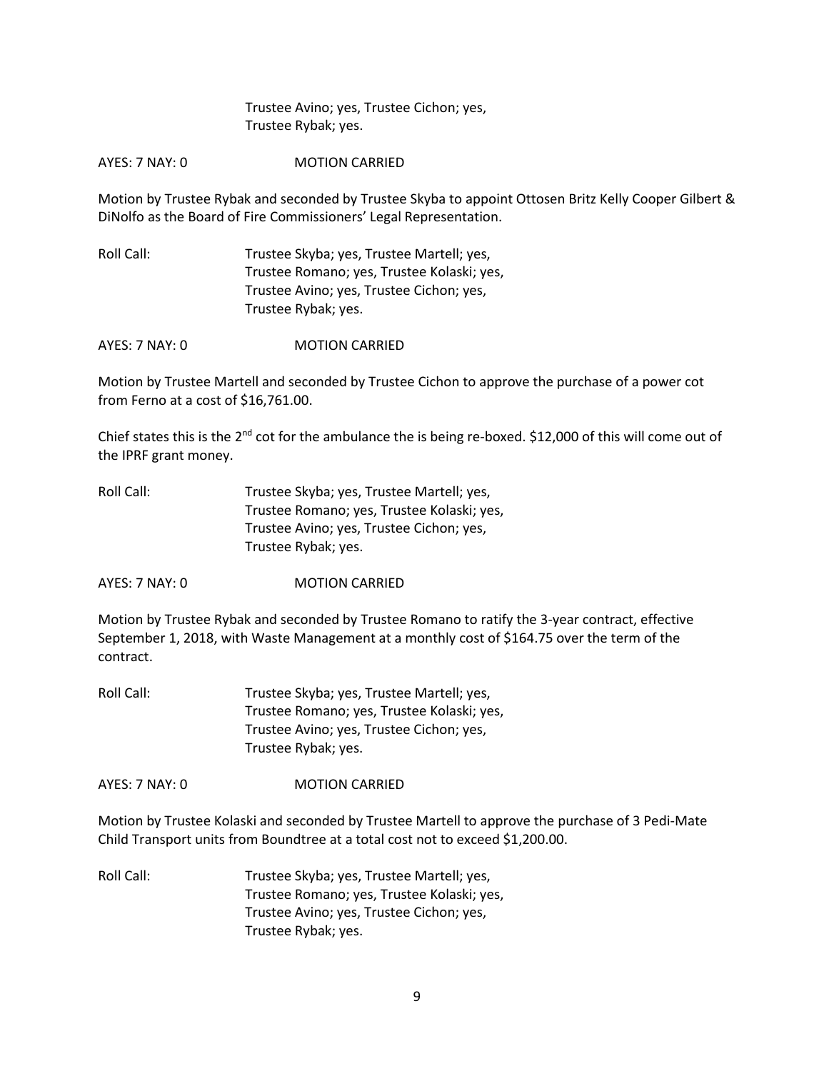Trustee Avino; yes, Trustee Cichon; yes,
Trustee Rybak; yes.

AYES: 7 NAY: 0 MOTION CARRIED

Motion by Trustee Rybak and seconded by Trustee Skyba to appoint Ottosen Britz Kelly Cooper Gilbert & DiNolfo as the Board of Fire Commissioners' Legal Representation.

Roll Call: Trustee Skyba; yes, Trustee Martell; yes,
Trustee Romano; yes, Trustee Kolaski; yes,
Trustee Avino; yes, Trustee Cichon; yes,
Trustee Rybak; yes.

AYES: 7 NAY: 0 MOTION CARRIED

Motion by Trustee Martell and seconded by Trustee Cichon to approve the purchase of a power cot from Ferno at a cost of $16,761.00.

Chief states this is the 2nd cot for the ambulance the is being re-boxed. $12,000 of this will come out of the IPRF grant money.

Roll Call: Trustee Skyba; yes, Trustee Martell; yes,
Trustee Romano; yes, Trustee Kolaski; yes,
Trustee Avino; yes, Trustee Cichon; yes,
Trustee Rybak; yes.

AYES: 7 NAY: 0 MOTION CARRIED

Motion by Trustee Rybak and seconded by Trustee Romano to ratify the 3-year contract, effective September 1, 2018, with Waste Management at a monthly cost of $164.75 over the term of the contract.

Roll Call: Trustee Skyba; yes, Trustee Martell; yes,
Trustee Romano; yes, Trustee Kolaski; yes,
Trustee Avino; yes, Trustee Cichon; yes,
Trustee Rybak; yes.

AYES: 7 NAY: 0 MOTION CARRIED

Motion by Trustee Kolaski and seconded by Trustee Martell to approve the purchase of 3 Pedi-Mate Child Transport units from Boundtree at a total cost not to exceed $1,200.00.

Roll Call: Trustee Skyba; yes, Trustee Martell; yes,
Trustee Romano; yes, Trustee Kolaski; yes,
Trustee Avino; yes, Trustee Cichon; yes,
Trustee Rybak; yes.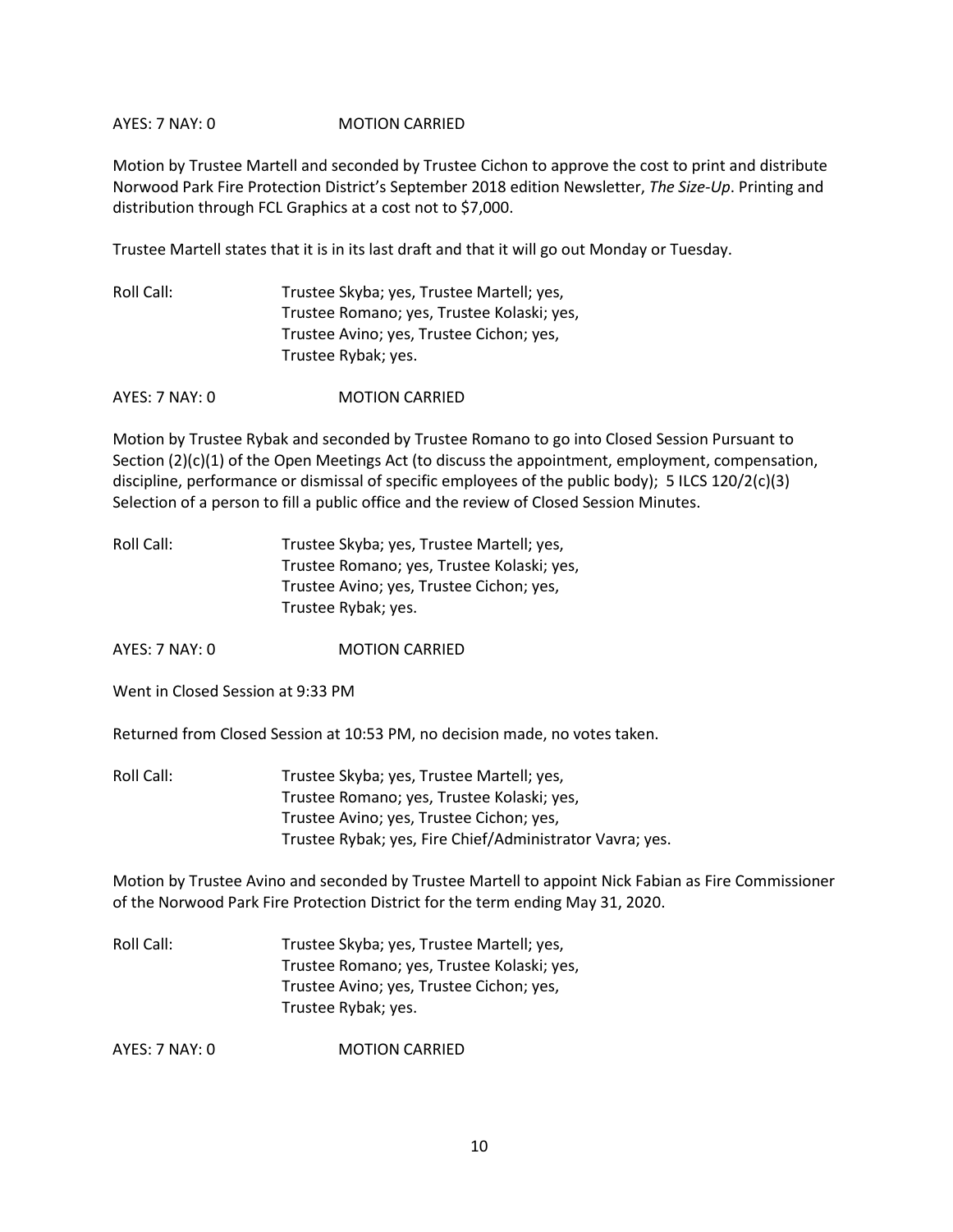AYES: 7 NAY: 0 MOTION CARRIED

Motion by Trustee Martell and seconded by Trustee Cichon to approve the cost to print and distribute Norwood Park Fire Protection District's September 2018 edition Newsletter, *The Size-Up*. Printing and distribution through FCL Graphics at a cost not to $7,000.

Trustee Martell states that it is in its last draft and that it will go out Monday or Tuesday.

Roll Call: Trustee Skyba; yes, Trustee Martell; yes,
Trustee Romano; yes, Trustee Kolaski; yes,
Trustee Avino; yes, Trustee Cichon; yes,
Trustee Rybak; yes.

AYES: 7 NAY: 0 MOTION CARRIED

Motion by Trustee Rybak and seconded by Trustee Romano to go into Closed Session Pursuant to Section (2)(c)(1) of the Open Meetings Act (to discuss the appointment, employment, compensation, discipline, performance or dismissal of specific employees of the public body); 5 ILCS 120/2(c)(3) Selection of a person to fill a public office and the review of Closed Session Minutes.

Roll Call: Trustee Skyba; yes, Trustee Martell; yes,
Trustee Romano; yes, Trustee Kolaski; yes,
Trustee Avino; yes, Trustee Cichon; yes,
Trustee Rybak; yes.

AYES: 7 NAY: 0 MOTION CARRIED

Went in Closed Session at 9:33 PM

Returned from Closed Session at 10:53 PM, no decision made, no votes taken.

Roll Call: Trustee Skyba; yes, Trustee Martell; yes,
Trustee Romano; yes, Trustee Kolaski; yes,
Trustee Avino; yes, Trustee Cichon; yes,
Trustee Rybak; yes, Fire Chief/Administrator Vavra; yes.

Motion by Trustee Avino and seconded by Trustee Martell to appoint Nick Fabian as Fire Commissioner of the Norwood Park Fire Protection District for the term ending May 31, 2020.

Roll Call: Trustee Skyba; yes, Trustee Martell; yes,
Trustee Romano; yes, Trustee Kolaski; yes,
Trustee Avino; yes, Trustee Cichon; yes,
Trustee Rybak; yes.

AYES: 7 NAY: 0 MOTION CARRIED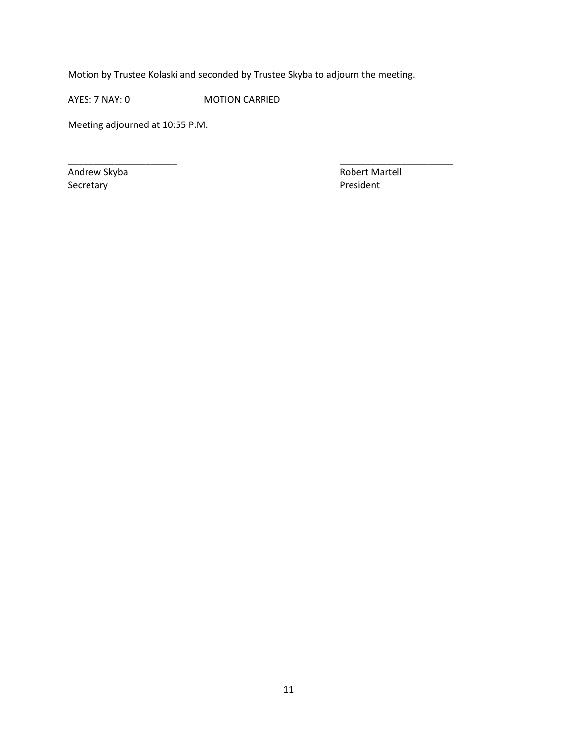Motion by Trustee Kolaski and seconded by Trustee Skyba to adjourn the meeting.

AYES: 7 NAY: 0 MOTION CARRIED

Meeting adjourned at 10:55 P.M.

| | |
|---|---|
| _____________________ | ______________________ |
| Andrew Skyba | Robert Martell |
| Secretary | President |